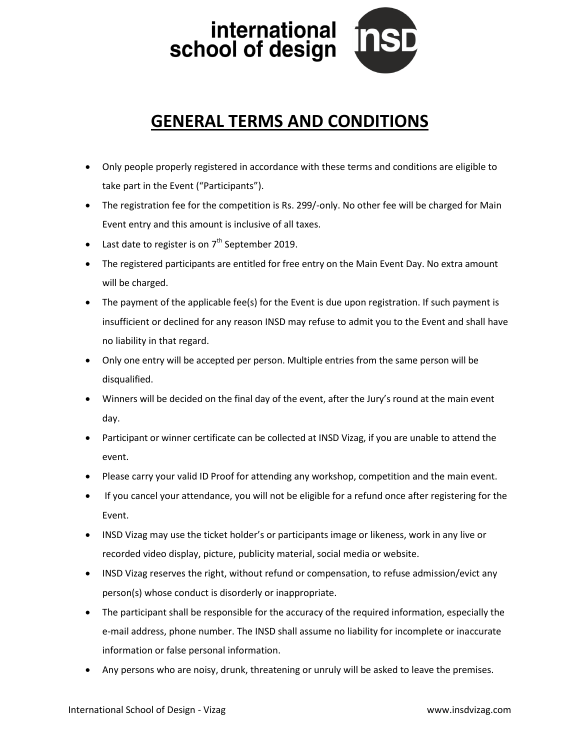international school of design

# GENERAL TERMS AND CONDITIONS

- Only people properly registered in accordance with these terms and conditions are eligible to take part in the Event ("Participants").
- The registration fee for the competition is Rs. 299/-only. No other fee will be charged for Main Event entry and this amount is inclusive of all taxes.
- Last date to register is on 7th September 2019.
- The registered participants are entitled for free entry on the Main Event Day. No extra amount will be charged.
- The payment of the applicable fee(s) for the Event is due upon registration. If such payment is insufficient or declined for any reason INSD may refuse to admit you to the Event and shall have no liability in that regard.
- Only one entry will be accepted per person. Multiple entries from the same person will be disqualified.
- Winners will be decided on the final day of the event, after the Jury's round at the main event day.
- Participant or winner certificate can be collected at INSD Vizag, if you are unable to attend the event.
- Please carry your valid ID Proof for attending any workshop, competition and the main event.
- If you cancel your attendance, you will not be eligible for a refund once after registering for the Event.
- INSD Vizag may use the ticket holder's or participants image or likeness, work in any live or recorded video display, picture, publicity material, social media or website.
- INSD Vizag reserves the right, without refund or compensation, to refuse admission/evict any person(s) whose conduct is disorderly or inappropriate.
- The participant shall be responsible for the accuracy of the required information, especially the e-mail address, phone number. The INSD shall assume no liability for incomplete or inaccurate information or false personal information.
- Any persons who are noisy, drunk, threatening or unruly will be asked to leave the premises.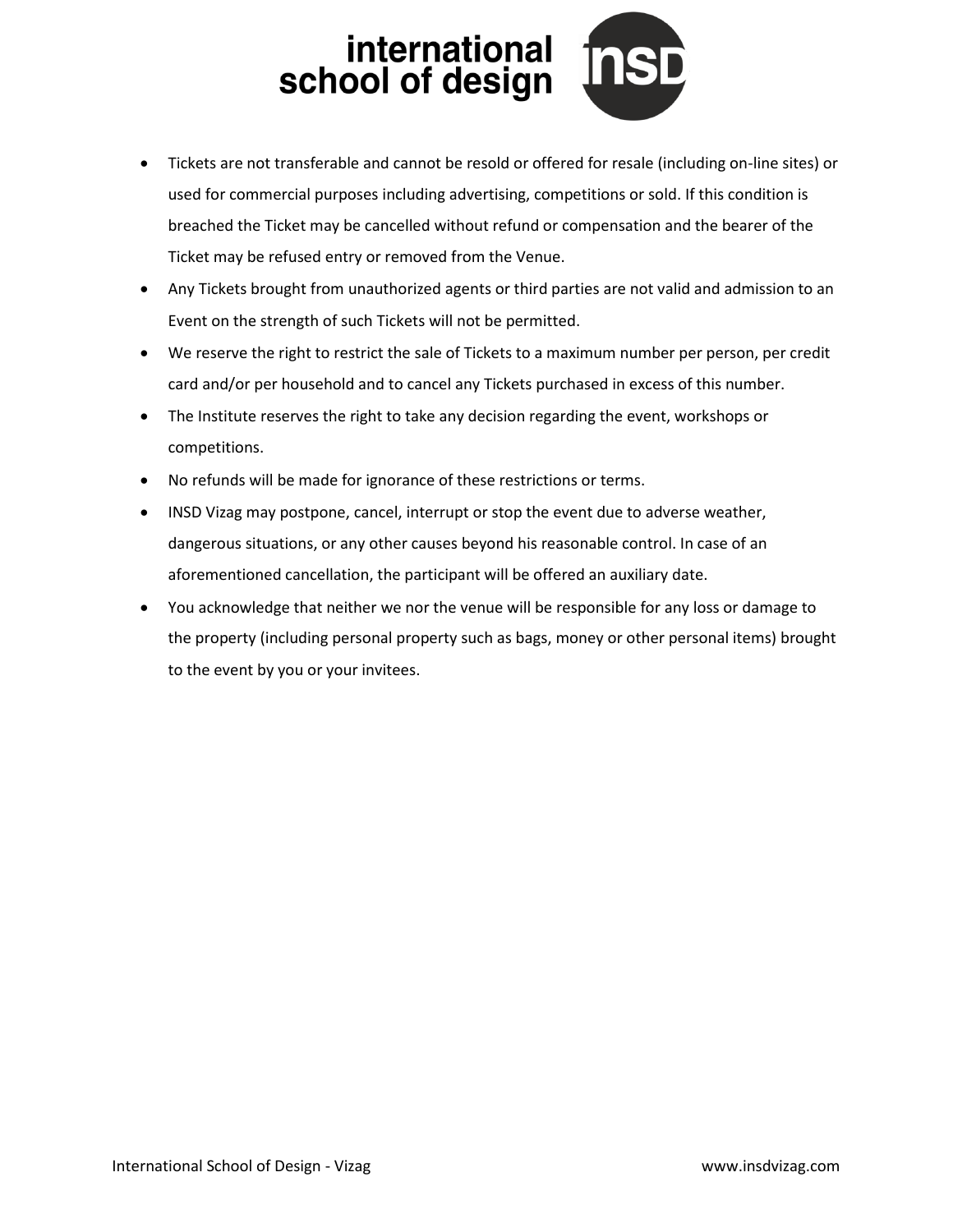- Tickets are not transferable and cannot be resold or offered for resale (including on-line sites) or used for commercial purposes including advertising, competitions or sold. If this condition is breached the Ticket may be cancelled without refund or compensation and the bearer of the Ticket may be refused entry or removed from the Venue.
- Any Tickets brought from unauthorized agents or third parties are not valid and admission to an Event on the strength of such Tickets will not be permitted.
- We reserve the right to restrict the sale of Tickets to a maximum number per person, per credit card and/or per household and to cancel any Tickets purchased in excess of this number.
- The Institute reserves the right to take any decision regarding the event, workshops or competitions.
- No refunds will be made for ignorance of these restrictions or terms.
- INSD Vizag may postpone, cancel, interrupt or stop the event due to adverse weather, dangerous situations, or any other causes beyond his reasonable control. In case of an aforementioned cancellation, the participant will be offered an auxiliary date.
- You acknowledge that neither we nor the venue will be responsible for any loss or damage to the property (including personal property such as bags, money or other personal items) brought to the event by you or your invitees.